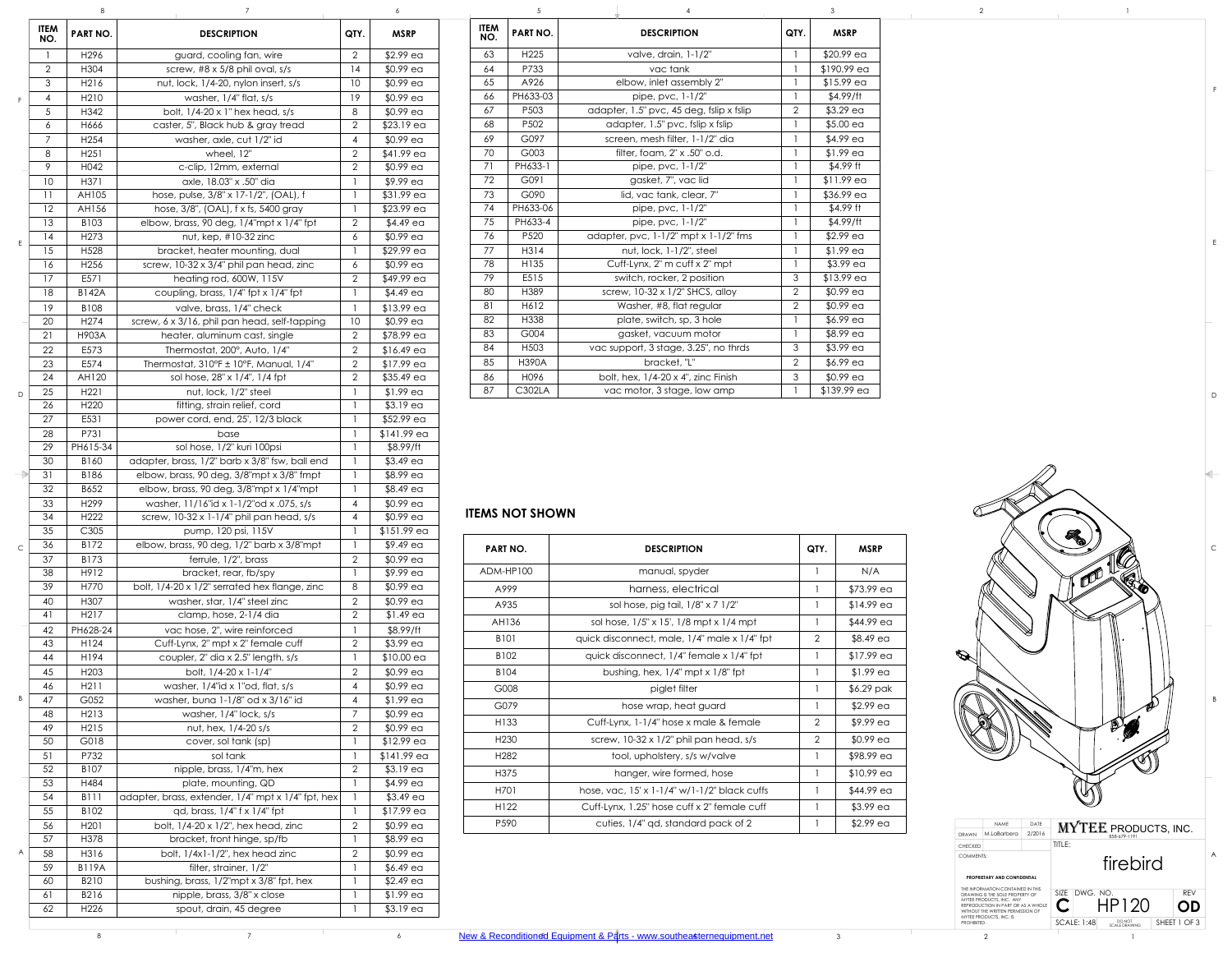| ITEM NO. | PART NO. | DESCRIPTION | QTY. | MSRP |
|---|---|---|---|---|
| 1 | H296 | guard, cooling fan, wire | 2 | $2.99 ea |
| 2 | H304 | screw, #8 x 5/8 phil oval, s/s | 14 | $0.99 ea |
| 3 | H216 | nut, lock, 1/4-20, nylon insert, s/s | 10 | $0.99 ea |
| 4 | H210 | washer, 1/4" flat, s/s | 19 | $0.99 ea |
| 5 | H342 | bolt, 1/4-20 x 1" hex head, s/s | 8 | $0.99 ea |
| 6 | H666 | caster, 5", Black hub & gray tread | 2 | $23.19 ea |
| 7 | H254 | washer, axle, cut 1/2" id | 4 | $0.99 ea |
| 8 | H251 | wheel, 12" | 2 | $41.99 ea |
| 9 | H042 | c-clip, 12mm, external | 2 | $0.99 ea |
| 10 | H371 | axle, 18.03" x .50" dia | 1 | $9.99 ea |
| 11 | AH105 | hose, pulse, 3/8" x 17-1/2", (OAL), f | 1 | $31.99 ea |
| 12 | AH156 | hose, 3/8", (OAL), f x fs, 5400 gray | 1 | $23.99 ea |
| 13 | B103 | elbow, brass, 90 deg, 1/4"mpt x 1/4" fpt | 2 | $4.49 ea |
| 14 | H273 | nut, kep, #10-32 zinc | 6 | $0.99 ea |
| 15 | H528 | bracket, heater mounting, dual | 1 | $29.99 ea |
| 16 | H256 | screw, 10-32 x 3/4" phil pan head, zinc | 6 | $0.99 ea |
| 17 | E571 | heating rod, 600W, 115V | 2 | $49.99 ea |
| 18 | B142A | coupling, brass, 1/4" fpt x 1/4" fpt | 1 | $4.49 ea |
| 19 | B108 | valve, brass, 1/4" check | 1 | $13.99 ea |
| 20 | H274 | screw, 6 x 3/16, phil pan head, self-tapping | 10 | $0.99 ea |
| 21 | H903A | heater, aluminum cast, single | 2 | $78.99 ea |
| 22 | E573 | Thermostat, 200°, Auto, 1/4" | 2 | $16.49 ea |
| 23 | E574 | Thermostat, 310°F ± 10°F, Manual, 1/4" | 2 | $17.99 ea |
| 24 | AH120 | sol hose, 28" x 1/4", 1/4 fpt | 2 | $35.49 ea |
| 25 | H221 | nut, lock, 1/2" steel | 1 | $1.99 ea |
| 26 | H220 | fitting, strain relief, cord | 1 | $3.19 ea |
| 27 | E531 | power cord, end, 25', 12/3 black | 1 | $52.99 ea |
| 28 | P731 | base | 1 | $141.99 ea |
| 29 | PH615-34 | sol hose, 1/2" kuri 100psi | 1 | $8.99/ft |
| 30 | B160 | adapter, brass, 1/2" barb x 3/8" fsw, ball end | 1 | $3.49 ea |
| 31 | B186 | elbow, brass, 90 deg, 3/8"mpt x 3/8" fmpt | 1 | $8.99 ea |
| 32 | B652 | elbow, brass, 90 deg, 3/8"mpt x 1/4"mpt | 1 | $8.49 ea |
| 33 | H299 | washer, 11/16"id x 1-1/2"od x .075, s/s | 4 | $0.99 ea |
| 34 | H222 | screw, 10-32 x 1-1/4" phil pan head, s/s | 4 | $0.99 ea |
| 35 | C305 | pump, 120 psi, 115V | 1 | $151.99 ea |
| 36 | B172 | elbow, brass, 90 deg, 1/2" barb x 3/8"mpt | 1 | $9.49 ea |
| 37 | B173 | ferrule, 1/2", brass | 2 | $0.99 ea |
| 38 | H912 | bracket, rear, fb/spy | 1 | $9.99 ea |
| 39 | H770 | bolt, 1/4-20 x 1/2" serrated hex flange, zinc | 8 | $0.99 ea |
| 40 | H307 | washer, star, 1/4" steel zinc | 2 | $0.99 ea |
| 41 | H217 | clamp, hose, 2-1/4 dia | 2 | $1.49 ea |
| 42 | PH628-24 | vac hose, 2", wire reinforced | 1 | $8.99/ft |
| 43 | H124 | Cuff-Lynx, 2" mpt x 2" female cuff | 2 | $3.99 ea |
| 44 | H194 | coupler, 2' dia x 2.5" length, s/s | 1 | $10.00 ea |
| 45 | H203 | bolt, 1/4-20 x 1-1/4" | 2 | $0.99 ea |
| 46 | H211 | washer, 1/4"id x 1"od, flat, s/s | 4 | $0.99 ea |
| 47 | G052 | washer, buna 1-1/8" od x 3/16" id | 4 | $1.99 ea |
| 48 | H213 | washer, 1/4" lock, s/s | 7 | $0.99 ea |
| 49 | H215 | nut, hex, 1/4-20 s/s | 2 | $0.99 ea |
| 50 | G018 | cover, sol tank (sp) | 1 | $12.99 ea |
| 51 | P732 | sol tank | 1 | $141.99 ea |
| 52 | B107 | nipple, brass, 1/4"m, hex | 2 | $3.19 ea |
| 53 | H484 | plate, mounting, QD | 1 | $4.99 ea |
| 54 | B111 | adapter, brass, extender, 1/4" mpt x 1/4" fpt, hex | 1 | $3.49 ea |
| 55 | B102 | qd, brass, 1/4" f x 1/4" fpt | 1 | $17.99 ea |
| 56 | H201 | bolt, 1/4-20 x 1/2", hex head, zinc | 2 | $0.99 ea |
| 57 | H378 | bracket, front hinge, sp/fb | 1 | $8.99 ea |
| 58 | H316 | bolt, 1/4x1-1/2", hex head zinc | 2 | $0.99 ea |
| 59 | B119A | filter, strainer, 1/2" | 1 | $6.49 ea |
| 60 | B210 | bushing, brass, 1/2"mpt x 3/8" fpt, hex | 1 | $2.49 ea |
| 61 | B216 | nipple, brass, 3/8" x close | 1 | $1.99 ea |
| 62 | H226 | spout, drain, 45 degree | 1 | $3.19 ea |
| 63 | H225 | valve, drain, 1-1/2" | 1 | $20.99 ea |
| 64 | P733 | vac tank | 1 | $190.99 ea |
| 65 | A926 | elbow, inlet assembly 2" | 1 | $15.99 ea |
| 66 | PH633-03 | pipe, pvc, 1-1/2" | 1 | $4.99/ft |
| 67 | P503 | adapter, 1.5" pvc, 45 deg, fslip x fslip | 2 | $3.29 ea |
| 68 | P502 | adapter, 1.5" pvc, fslip x fslip | 1 | $5.00 ea |
| 69 | G097 | screen, mesh filter, 1-1/2" dia | 1 | $4.99 ea |
| 70 | G003 | filter, foam, 2" x .50" o.d. | 1 | $1.99 ea |
| 71 | PH633-1 | pipe, pvc, 1-1/2" | 1 | $4.99 ft |
| 72 | G091 | gasket, 7", vac lid | 1 | $11.99 ea |
| 73 | G090 | lid, vac tank, clear, 7" | 1 | $36.99 ea |
| 74 | PH633-06 | pipe, pvc, 1-1/2" | 1 | $4.99 ft |
| 75 | PH633-4 | pipe, pvc, 1-1/2" | 1 | $4.99/ft |
| 76 | P520 | adapter, pvc, 1-1/2" mpt x 1-1/2" fms | 1 | $2.99 ea |
| 77 | H314 | nut, lock, 1-1/2", steel | 1 | $1.99 ea |
| 78 | H135 | Cuff-Lynx, 2" m cuff x 2" mpt | 1 | $3.99 ea |
| 79 | E515 | switch, rocker, 2 position | 3 | $13.99 ea |
| 80 | H389 | screw, 10-32 x 1/2" SHCS, alloy | 2 | $0.99 ea |
| 81 | H612 | Washer, #8, flat regular | 2 | $0.99 ea |
| 82 | H338 | plate, switch, sp, 3 hole | 1 | $6.99 ea |
| 83 | G004 | gasket, vacuum motor | 1 | $8.99 ea |
| 84 | H503 | vac support, 3 stage, 3.25", no thrds | 3 | $3.99 ea |
| 85 | H390A | bracket, "L" | 2 | $6.99 ea |
| 86 | H096 | bolt, hex, 1/4-20 x 4", zinc Finish | 3 | $0.99 ea |
| 87 | C302LA | vac motor, 3 stage, low amp | 1 | $139.99 ea |

## ITEMS NOT SHOWN

| PART NO. | DESCRIPTION | QTY. | MSRP |
|---|---|---|---|
| ADM-HP100 | manual, spyder | 1 | N/A |
| A999 | harness, electrical | 1 | $73.99 ea |
| A935 | sol hose, pig tail, 1/8" x 7 1/2" | 1 | $14.99 ea |
| AH136 | sol hose, 1/5" x 15', 1/8 mpt x 1/4 mpt | 1 | $44.99 ea |
| B101 | quick disconnect, male, 1/4" male x 1/4" fpt | 2 | $8.49 ea |
| B102 | quick disconnect, 1/4" female x 1/4" fpt | 1 | $17.99 ea |
| B104 | bushing, hex, 1/4" mpt x 1/8" fpt | 1 | $1.99 ea |
| G008 | piglet filter | 1 | $6.29 pak |
| G079 | hose wrap, heat guard | 1 | $2.99 ea |
| H133 | Cuff-Lynx, 1-1/4" hose x male & female | 2 | $9.99 ea |
| H230 | screw, 10-32 x 1/2" phil pan head, s/s | 2 | $0.99 ea |
| H282 | tool, upholstery, s/s w/valve | 1 | $98.99 ea |
| H375 | hanger, wire formed, hose | 1 | $10.99 ea |
| H701 | hose, vac, 15' x 1-1/4" w/1-1/2" black cuffs | 1 | $44.99 ea |
| H122 | Cuff-Lynx, 1.25" hose cuff x 2" female cuff | 1 | $3.99 ea |
| P590 | cuties, 1/4" qd, standard pack of 2 | 1 | $2.99 ea |

| | NAME | DATE |
|---|---|---|
| DRAWN | M.LaBarbera | 2/2016 |
| CHECKED | | |

COMMENTS:

**PROPRIETARY AND CONFIDENTIAL**

THE INFORMATION CONTAINED IN THIS DRAWING IS THE SOLE PROPERTY OF MYTEE PRODUCTS, INC. ANY REPRODUCTION IN PART OR AS A WHOLE WITHOUT THE WRITTEN PERMISSION OF MYTEE PRODUCTS, INC. IS PROHIBITED.

**MYTEE PRODUCTS, INC.** 858-679-1191

TITLE: firebird

SIZE: C | DWG. NO.: HP120 | REV: OD

SCALE: 1:48 | DO NOT SCALE DRAWING | SHEET 1 OF 3

New & Reconditioned Equipment & Parts - www.southeasternequipment.net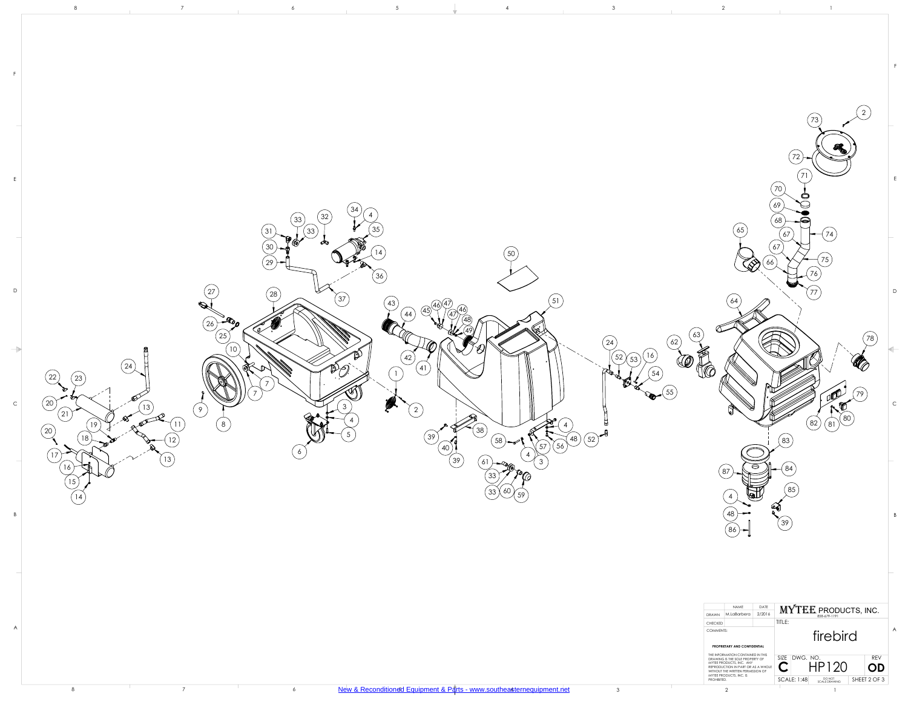| | NAME | DATE |
|---|---|---|
| DRAWN | M.LaBarbera | 2/2016 |
| CHECKED | | |

COMMENTS:

**PROPRIETARY AND CONFIDENTIAL**

THE INFORMATION CONTAINED IN THIS DRAWING IS THE SOLE PROPERTY OF MYTEE PRODUCTS, INC. ANY REPRODUCTION IN PART OR AS A WHOLE WITHOUT THE WRITTEN PERMISSION OF MYTEE PRODUCTS, INC. IS PROHIBITED.

**MYTEE PRODUCTS, INC.**
858-679-1191

TITLE:

firebird

| SIZE | DWG. NO. | REV |
|---|---|---|
| C | HP120 | OD |

SCALE: 1:48 — DO NOT SCALE DRAWING — SHEET 2 OF 3

New & Reconditioned Equipment & Parts - www.southeasternequipment.net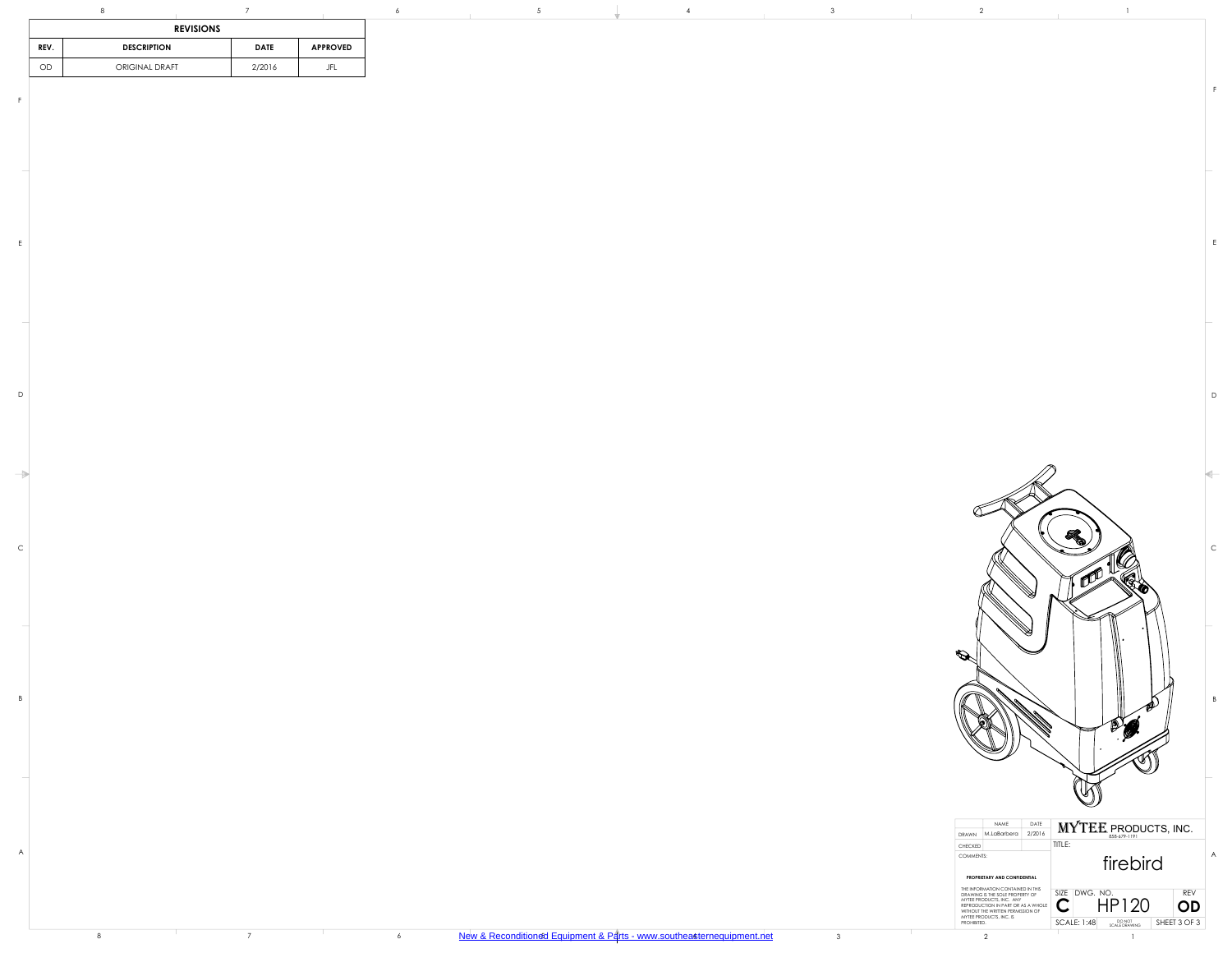| REVISIONS | | | |
|---|---|---|---|
| REV. | DESCRIPTION | DATE | APPROVED |
| OD | ORIGINAL DRAFT | 2/2016 | JFL |

| | NAME | DATE |
|---|---|---|
| DRAWN | M.LaBarbera | 2/2016 |
| CHECKED | | |

COMMENTS:

**PROPRIETARY AND CONFIDENTIAL**

THE INFORMATION CONTAINED IN THIS DRAWING IS THE SOLE PROPERTY OF MYTEE PRODUCTS, INC. ANY REPRODUCTION IN PART OR AS A WHOLE WITHOUT THE WRITTEN PERMISSION OF MYTEE PRODUCTS, INC. IS PROHIBITED.

**MYTEE PRODUCTS, INC.**
858-679-1191

TITLE:

firebird

| SIZE | DWG. NO. | REV |
|---|---|---|
| C | HP120 | OD |

SCALE: 1:48 | DO NOT SCALE DRAWING | SHEET 3 OF 3

New & Reconditioned Equipment & Parts - www.southeasternequipment.net